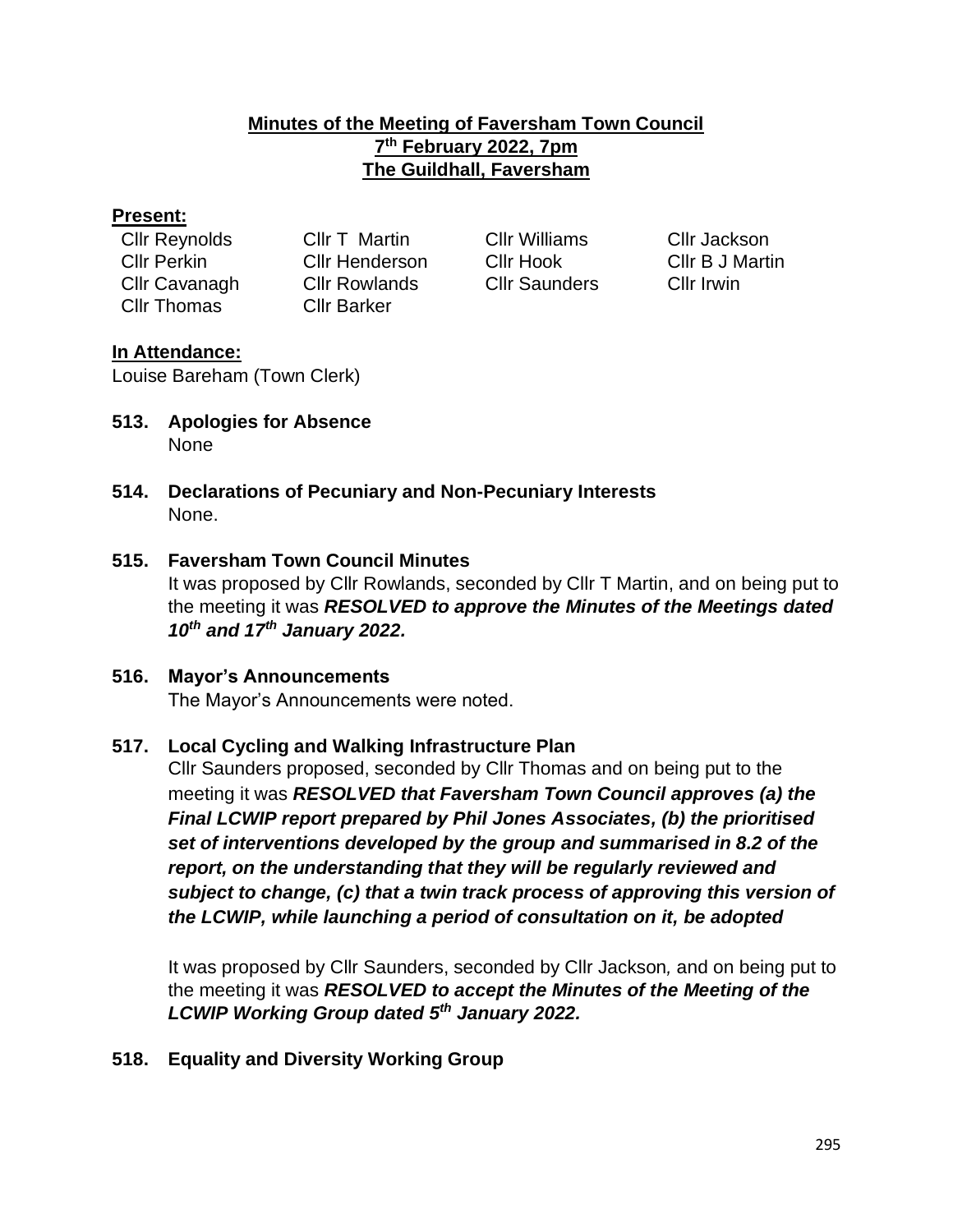# Minutes of the Meeting of Faversham Town Council
## 7th February 2022, 7pm
## The Guildhall, Faversham

**Present:**

| | | | |
|---|---|---|---|
| Cllr Reynolds | Cllr T Martin | Cllr Williams | Cllr Jackson |
| Cllr Perkin | Cllr Henderson | Cllr Hook | Cllr B J Martin |
| Cllr Cavanagh | Cllr Rowlands | Cllr Saunders | Cllr Irwin |
| Cllr Thomas | Cllr Barker | | |

**In Attendance:**

Louise Bareham (Town Clerk)

**513. Apologies for Absence**

None

**514. Declarations of Pecuniary and Non-Pecuniary Interests**

None.

**515. Faversham Town Council Minutes**

It was proposed by Cllr Rowlands, seconded by Cllr T Martin, and on being put to the meeting it was ***RESOLVED to approve the Minutes of the Meetings dated 10th and 17th January 2022.***

**516. Mayor's Announcements**

The Mayor's Announcements were noted.

**517. Local Cycling and Walking Infrastructure Plan**

Cllr Saunders proposed, seconded by Cllr Thomas and on being put to the meeting it was ***RESOLVED that Faversham Town Council approves (a) the Final LCWIP report prepared by Phil Jones Associates, (b) the prioritised set of interventions developed by the group and summarised in 8.2 of the report, on the understanding that they will be regularly reviewed and subject to change, (c) that a twin track process of approving this version of the LCWIP, while launching a period of consultation on it, be adopted***

It was proposed by Cllr Saunders, seconded by Cllr Jackson, and on being put to the meeting it was ***RESOLVED to accept the Minutes of the Meeting of the LCWIP Working Group dated 5th January 2022.***

**518. Equality and Diversity Working Group**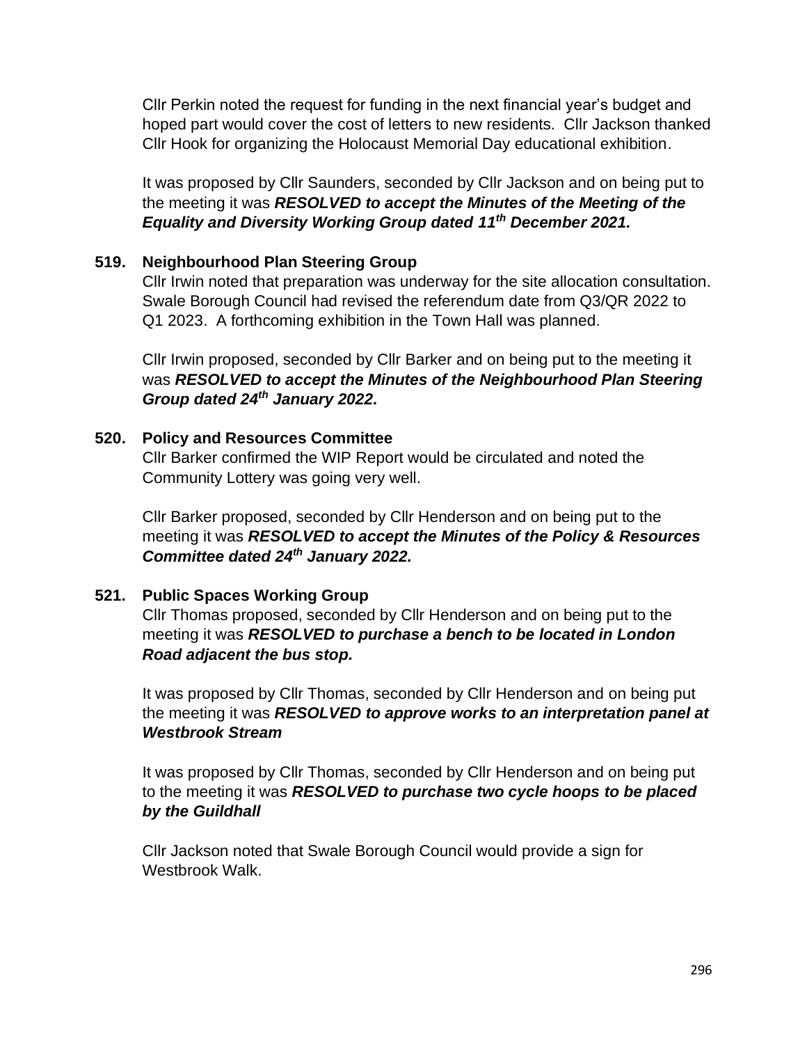Cllr Perkin noted the request for funding in the next financial year's budget and hoped part would cover the cost of letters to new residents. Cllr Jackson thanked Cllr Hook for organizing the Holocaust Memorial Day educational exhibition.

It was proposed by Cllr Saunders, seconded by Cllr Jackson and on being put to the meeting it was ***RESOLVED to accept the Minutes of the Meeting of the Equality and Diversity Working Group dated 11th December 2021.***

**519. Neighbourhood Plan Steering Group**

Cllr Irwin noted that preparation was underway for the site allocation consultation. Swale Borough Council had revised the referendum date from Q3/QR 2022 to Q1 2023. A forthcoming exhibition in the Town Hall was planned.

Cllr Irwin proposed, seconded by Cllr Barker and on being put to the meeting it was ***RESOLVED to accept the Minutes of the Neighbourhood Plan Steering Group dated 24th January 2022.***

**520. Policy and Resources Committee**

Cllr Barker confirmed the WIP Report would be circulated and noted the Community Lottery was going very well.

Cllr Barker proposed, seconded by Cllr Henderson and on being put to the meeting it was ***RESOLVED to accept the Minutes of the Policy & Resources Committee dated 24th January 2022.***

**521. Public Spaces Working Group**

Cllr Thomas proposed, seconded by Cllr Henderson and on being put to the meeting it was ***RESOLVED to purchase a bench to be located in London Road adjacent the bus stop.***

It was proposed by Cllr Thomas, seconded by Cllr Henderson and on being put the meeting it was ***RESOLVED to approve works to an interpretation panel at Westbrook Stream***

It was proposed by Cllr Thomas, seconded by Cllr Henderson and on being put to the meeting it was ***RESOLVED to purchase two cycle hoops to be placed by the Guildhall***

Cllr Jackson noted that Swale Borough Council would provide a sign for Westbrook Walk.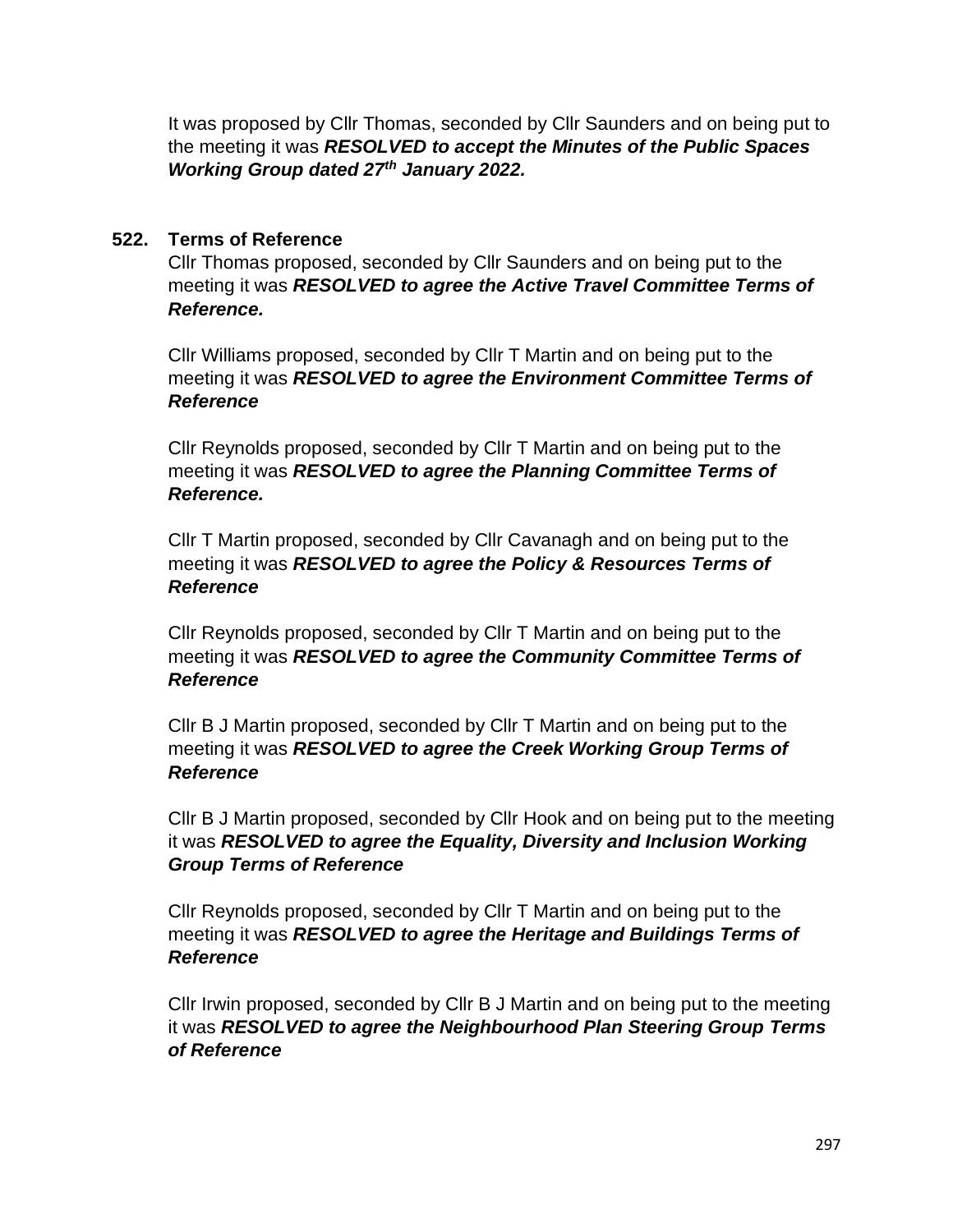It was proposed by Cllr Thomas, seconded by Cllr Saunders and on being put to the meeting it was ***RESOLVED to accept the Minutes of the Public Spaces Working Group dated 27th January 2022.***

**522. Terms of Reference**

Cllr Thomas proposed, seconded by Cllr Saunders and on being put to the meeting it was ***RESOLVED to agree the Active Travel Committee Terms of Reference.***

Cllr Williams proposed, seconded by Cllr T Martin and on being put to the meeting it was ***RESOLVED to agree the Environment Committee Terms of Reference***

Cllr Reynolds proposed, seconded by Cllr T Martin and on being put to the meeting it was ***RESOLVED to agree the Planning Committee Terms of Reference.***

Cllr T Martin proposed, seconded by Cllr Cavanagh and on being put to the meeting it was ***RESOLVED to agree the Policy & Resources Terms of Reference***

Cllr Reynolds proposed, seconded by Cllr T Martin and on being put to the meeting it was ***RESOLVED to agree the Community Committee Terms of Reference***

Cllr B J Martin proposed, seconded by Cllr T Martin and on being put to the meeting it was ***RESOLVED to agree the Creek Working Group Terms of Reference***

Cllr B J Martin proposed, seconded by Cllr Hook and on being put to the meeting it was ***RESOLVED to agree the Equality, Diversity and Inclusion Working Group Terms of Reference***

Cllr Reynolds proposed, seconded by Cllr T Martin and on being put to the meeting it was ***RESOLVED to agree the Heritage and Buildings Terms of Reference***

Cllr Irwin proposed, seconded by Cllr B J Martin and on being put to the meeting it was ***RESOLVED to agree the Neighbourhood Plan Steering Group Terms of Reference***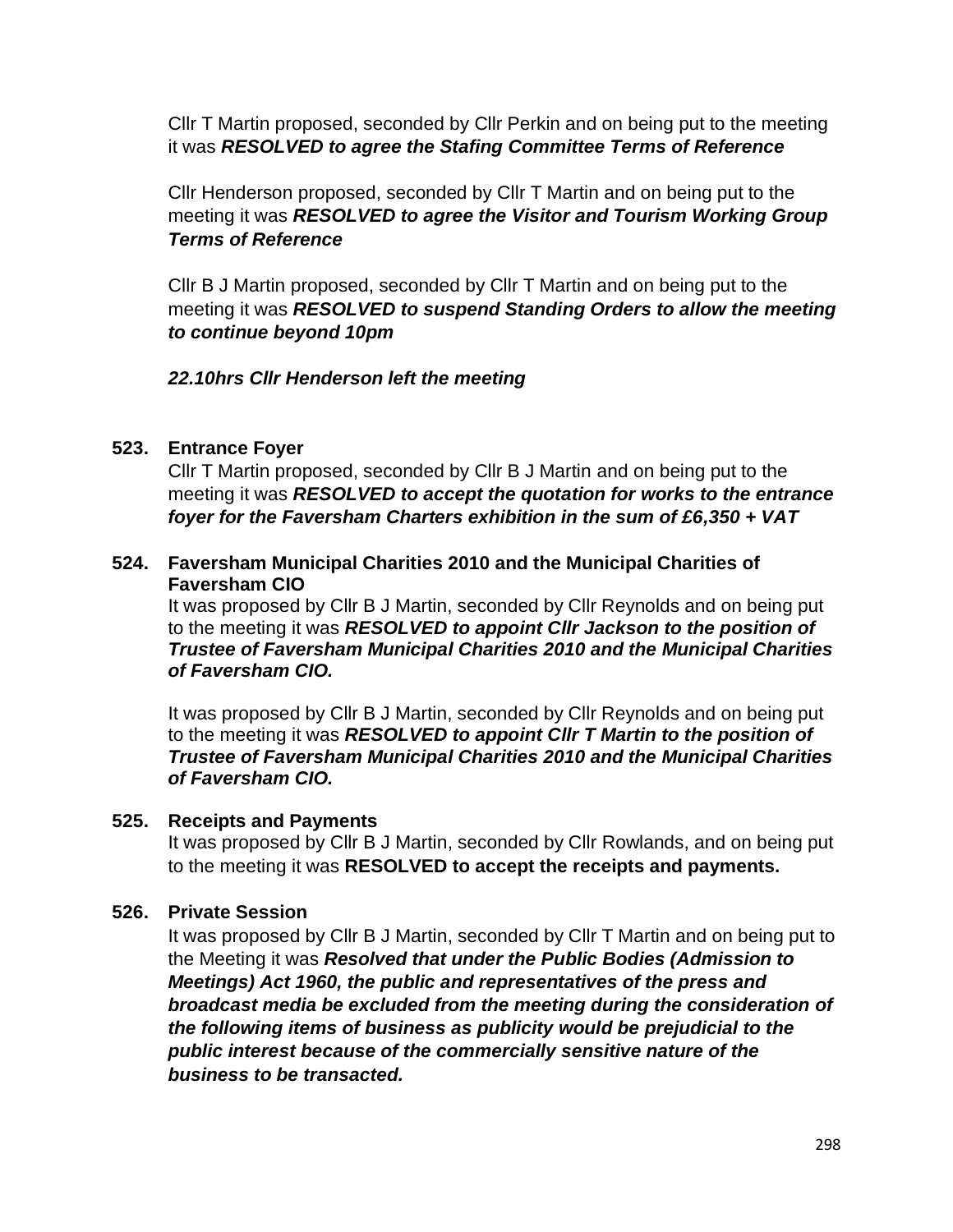Cllr T Martin proposed, seconded by Cllr Perkin and on being put to the meeting it was ***RESOLVED to agree the Stafing Committee Terms of Reference***

Cllr Henderson proposed, seconded by Cllr T Martin and on being put to the meeting it was ***RESOLVED to agree the Visitor and Tourism Working Group Terms of Reference***

Cllr B J Martin proposed, seconded by Cllr T Martin and on being put to the meeting it was ***RESOLVED to suspend Standing Orders to allow the meeting to continue beyond 10pm***

***22.10hrs Cllr Henderson left the meeting***

**523. Entrance Foyer**

Cllr T Martin proposed, seconded by Cllr B J Martin and on being put to the meeting it was ***RESOLVED to accept the quotation for works to the entrance foyer for the Faversham Charters exhibition in the sum of £6,350 + VAT***

**524. Faversham Municipal Charities 2010 and the Municipal Charities of Faversham CIO**

It was proposed by Cllr B J Martin, seconded by Cllr Reynolds and on being put to the meeting it was ***RESOLVED to appoint Cllr Jackson to the position of Trustee of Faversham Municipal Charities 2010 and the Municipal Charities of Faversham CIO.***

It was proposed by Cllr B J Martin, seconded by Cllr Reynolds and on being put to the meeting it was ***RESOLVED to appoint Cllr T Martin to the position of Trustee of Faversham Municipal Charities 2010 and the Municipal Charities of Faversham CIO.***

**525. Receipts and Payments**

It was proposed by Cllr B J Martin, seconded by Cllr Rowlands, and on being put to the meeting it was **RESOLVED to accept the receipts and payments.**

**526. Private Session**

It was proposed by Cllr B J Martin, seconded by Cllr T Martin and on being put to the Meeting it was ***Resolved that under the Public Bodies (Admission to Meetings) Act 1960, the public and representatives of the press and broadcast media be excluded from the meeting during the consideration of the following items of business as publicity would be prejudicial to the public interest because of the commercially sensitive nature of the business to be transacted.***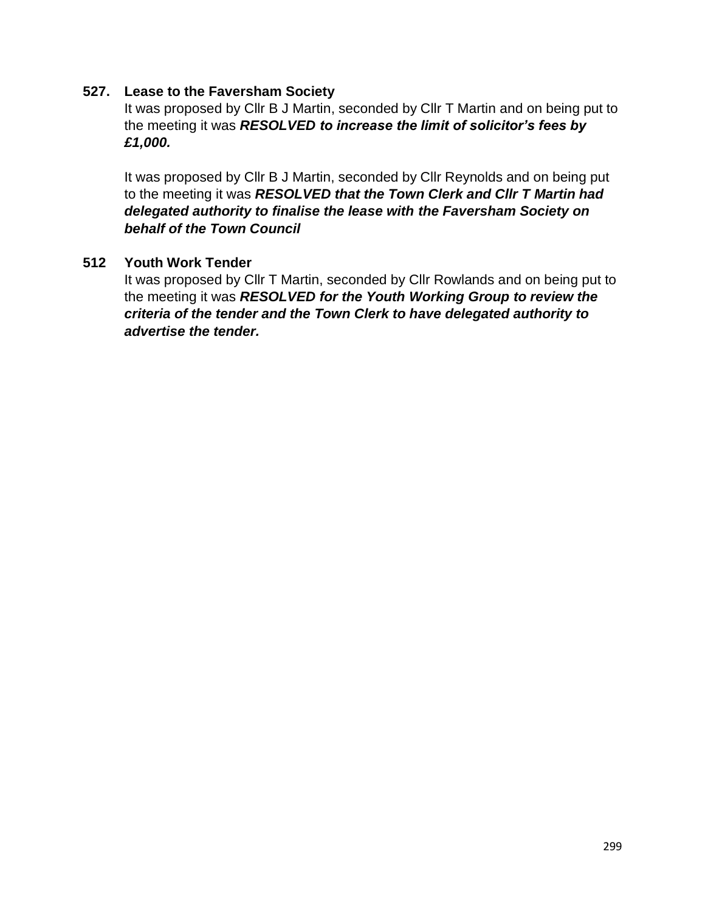**527. Lease to the Faversham Society**

It was proposed by Cllr B J Martin, seconded by Cllr T Martin and on being put to the meeting it was ***RESOLVED to increase the limit of solicitor's fees by £1,000.***

It was proposed by Cllr B J Martin, seconded by Cllr Reynolds and on being put to the meeting it was ***RESOLVED that the Town Clerk and Cllr T Martin had delegated authority to finalise the lease with the Faversham Society on behalf of the Town Council***

**512 Youth Work Tender**

It was proposed by Cllr T Martin, seconded by Cllr Rowlands and on being put to the meeting it was ***RESOLVED for the Youth Working Group to review the criteria of the tender and the Town Clerk to have delegated authority to advertise the tender.***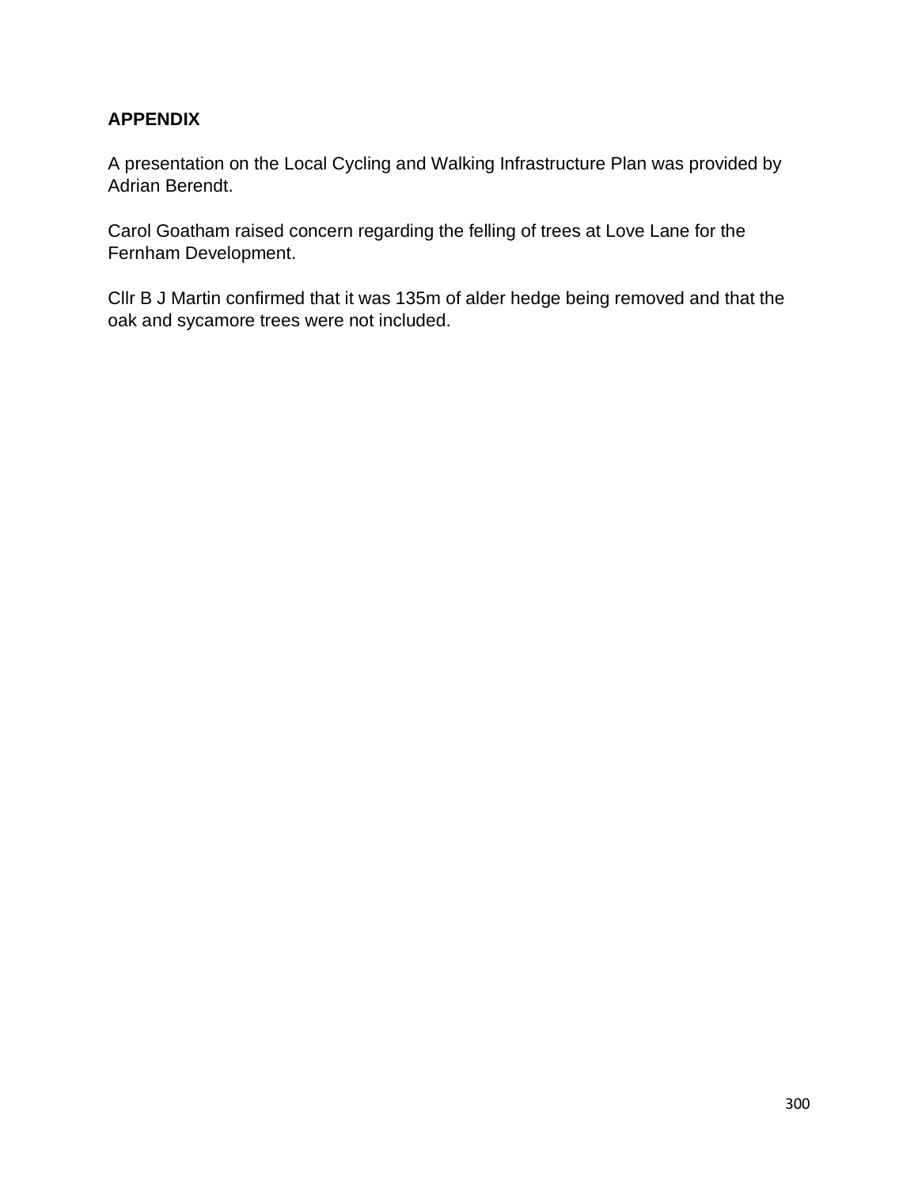**APPENDIX**

A presentation on the Local Cycling and Walking Infrastructure Plan was provided by Adrian Berendt.

Carol Goatham raised concern regarding the felling of trees at Love Lane for the Fernham Development.

Cllr B J Martin confirmed that it was 135m of alder hedge being removed and that the oak and sycamore trees were not included.